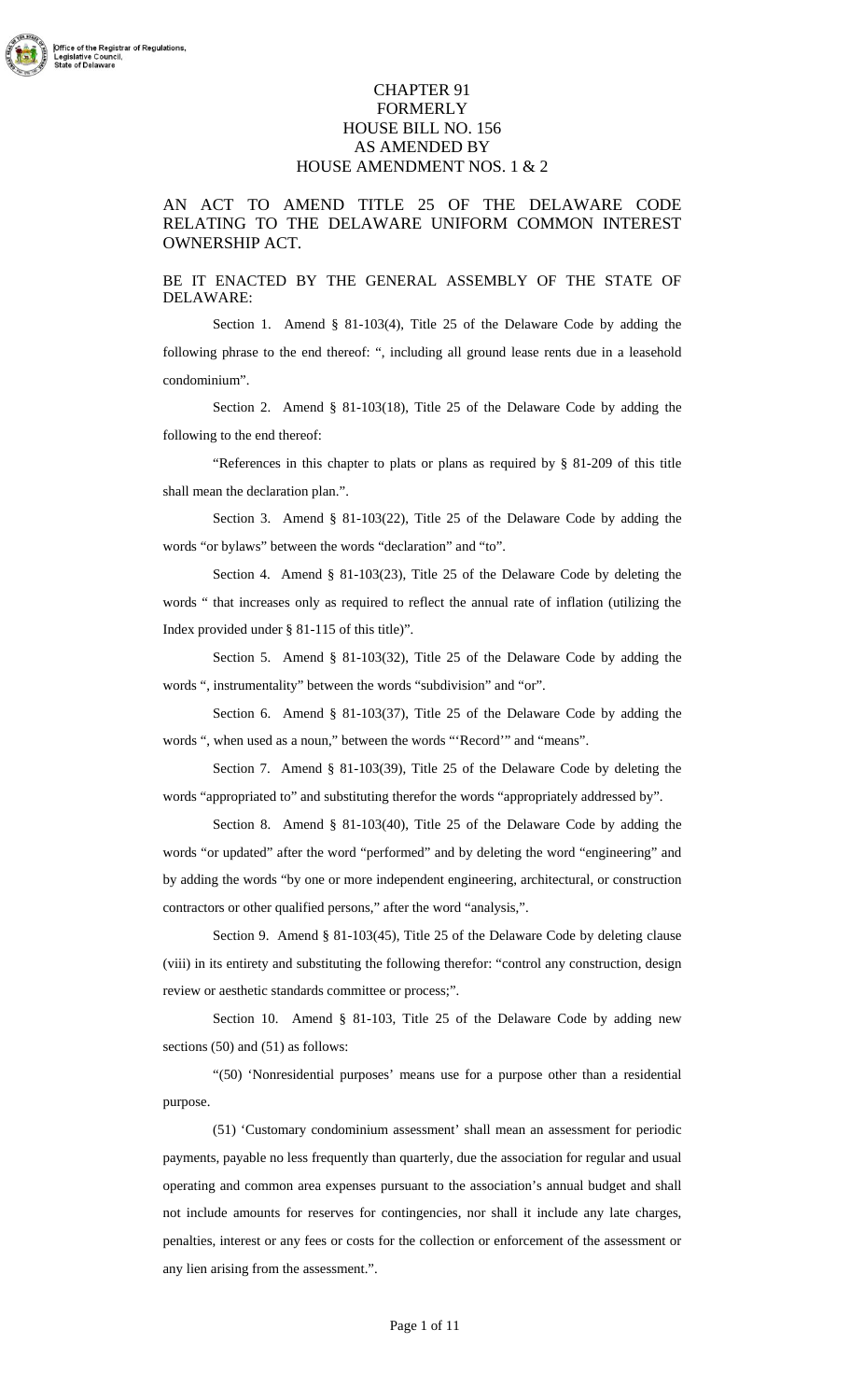CHAPTER 91
FORMERLY
HOUSE BILL NO. 156
AS AMENDED BY
HOUSE AMENDMENT NOS. 1 & 2

AN ACT TO AMEND TITLE 25 OF THE DELAWARE CODE RELATING TO THE DELAWARE UNIFORM COMMON INTEREST OWNERSHIP ACT.

BE IT ENACTED BY THE GENERAL ASSEMBLY OF THE STATE OF DELAWARE:

Section 1. Amend § 81-103(4), Title 25 of the Delaware Code by adding the following phrase to the end thereof: ", including all ground lease rents due in a leasehold condominium".

Section 2. Amend § 81-103(18), Title 25 of the Delaware Code by adding the following to the end thereof:

"References in this chapter to plats or plans as required by § 81-209 of this title shall mean the declaration plan.".

Section 3. Amend § 81-103(22), Title 25 of the Delaware Code by adding the words "or bylaws" between the words "declaration" and "to".

Section 4. Amend § 81-103(23), Title 25 of the Delaware Code by deleting the words " that increases only as required to reflect the annual rate of inflation (utilizing the Index provided under § 81-115 of this title)".

Section 5. Amend § 81-103(32), Title 25 of the Delaware Code by adding the words ", instrumentality" between the words "subdivision" and "or".

Section 6. Amend § 81-103(37), Title 25 of the Delaware Code by adding the words ", when used as a noun," between the words "'Record'" and "means".

Section 7. Amend § 81-103(39), Title 25 of the Delaware Code by deleting the words "appropriated to" and substituting therefor the words "appropriately addressed by".

Section 8. Amend § 81-103(40), Title 25 of the Delaware Code by adding the words "or updated" after the word "performed" and by deleting the word "engineering" and by adding the words "by one or more independent engineering, architectural, or construction contractors or other qualified persons," after the word "analysis,".

Section 9. Amend § 81-103(45), Title 25 of the Delaware Code by deleting clause (viii) in its entirety and substituting the following therefor: "control any construction, design review or aesthetic standards committee or process;".

Section 10. Amend § 81-103, Title 25 of the Delaware Code by adding new sections (50) and (51) as follows:

"(50) 'Nonresidential purposes' means use for a purpose other than a residential purpose.

(51) 'Customary condominium assessment' shall mean an assessment for periodic payments, payable no less frequently than quarterly, due the association for regular and usual operating and common area expenses pursuant to the association's annual budget and shall not include amounts for reserves for contingencies, nor shall it include any late charges, penalties, interest or any fees or costs for the collection or enforcement of the assessment or any lien arising from the assessment.".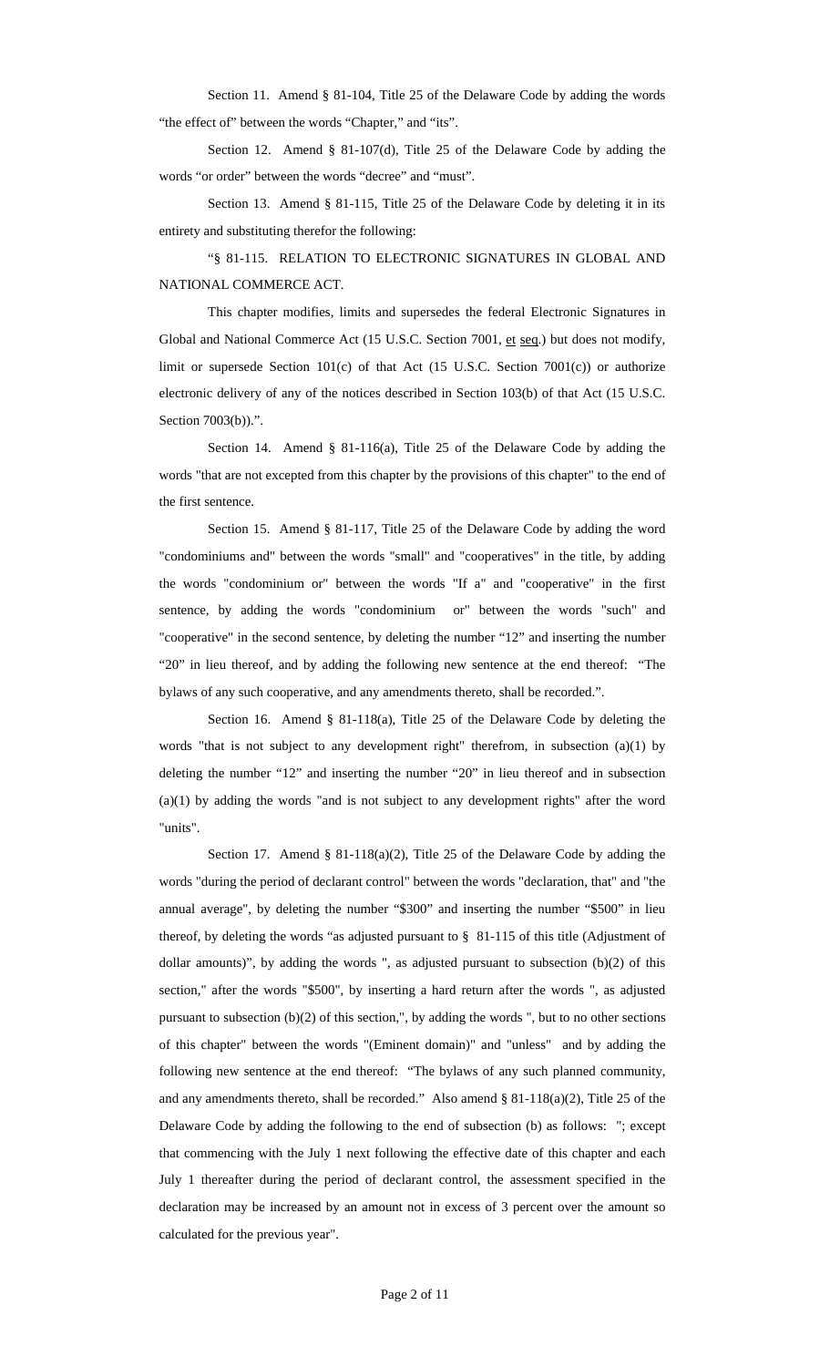Section 11. Amend § 81-104, Title 25 of the Delaware Code by adding the words "the effect of" between the words "Chapter," and "its".

Section 12. Amend § 81-107(d), Title 25 of the Delaware Code by adding the words "or order" between the words "decree" and "must".

Section 13. Amend § 81-115, Title 25 of the Delaware Code by deleting it in its entirety and substituting therefor the following:

"§ 81-115. RELATION TO ELECTRONIC SIGNATURES IN GLOBAL AND NATIONAL COMMERCE ACT.

This chapter modifies, limits and supersedes the federal Electronic Signatures in Global and National Commerce Act (15 U.S.C. Section 7001, et seq.) but does not modify, limit or supersede Section 101(c) of that Act (15 U.S.C. Section 7001(c)) or authorize electronic delivery of any of the notices described in Section 103(b) of that Act (15 U.S.C. Section 7003(b)).".

Section 14. Amend § 81-116(a), Title 25 of the Delaware Code by adding the words "that are not excepted from this chapter by the provisions of this chapter" to the end of the first sentence.

Section 15. Amend § 81-117, Title 25 of the Delaware Code by adding the word "condominiums and" between the words "small" and "cooperatives" in the title, by adding the words "condominium or" between the words "If a" and "cooperative" in the first sentence, by adding the words "condominium or" between the words "such" and "cooperative" in the second sentence, by deleting the number "12" and inserting the number "20" in lieu thereof, and by adding the following new sentence at the end thereof: "The bylaws of any such cooperative, and any amendments thereto, shall be recorded.".

Section 16. Amend § 81-118(a), Title 25 of the Delaware Code by deleting the words "that is not subject to any development right" therefrom, in subsection (a)(1) by deleting the number "12" and inserting the number "20" in lieu thereof and in subsection (a)(1) by adding the words "and is not subject to any development rights" after the word "units".

Section 17. Amend § 81-118(a)(2), Title 25 of the Delaware Code by adding the words "during the period of declarant control" between the words "declaration, that" and "the annual average", by deleting the number "$300" and inserting the number "$500" in lieu thereof, by deleting the words "as adjusted pursuant to § 81-115 of this title (Adjustment of dollar amounts)", by adding the words ", as adjusted pursuant to subsection (b)(2) of this section," after the words "$500", by inserting a hard return after the words ", as adjusted pursuant to subsection (b)(2) of this section,", by adding the words ", but to no other sections of this chapter" between the words "(Eminent domain)" and "unless" and by adding the following new sentence at the end thereof: "The bylaws of any such planned community, and any amendments thereto, shall be recorded." Also amend § 81-118(a)(2), Title 25 of the Delaware Code by adding the following to the end of subsection (b) as follows: "; except that commencing with the July 1 next following the effective date of this chapter and each July 1 thereafter during the period of declarant control, the assessment specified in the declaration may be increased by an amount not in excess of 3 percent over the amount so calculated for the previous year".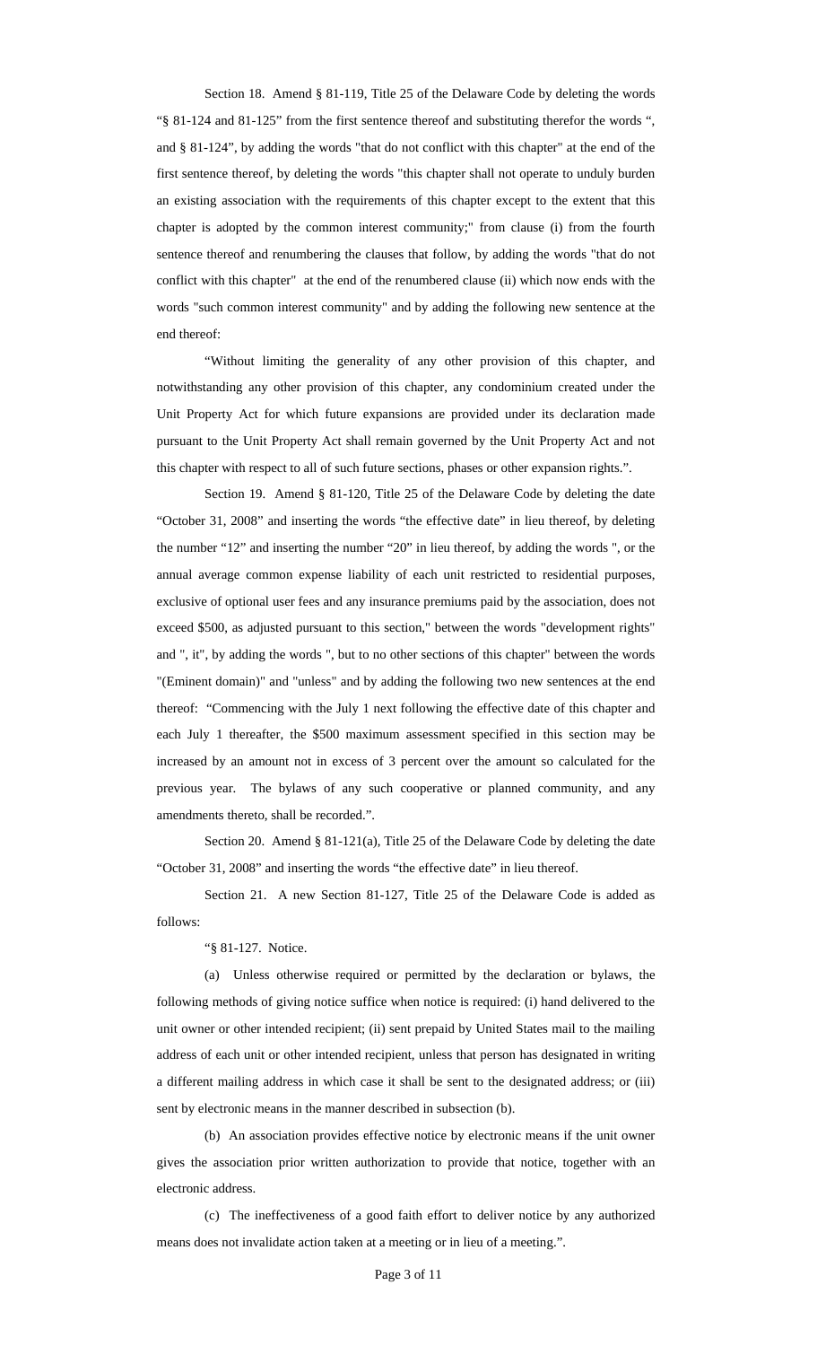Section 18. Amend § 81-119, Title 25 of the Delaware Code by deleting the words "§ 81-124 and 81-125" from the first sentence thereof and substituting therefor the words ", and § 81-124", by adding the words "that do not conflict with this chapter" at the end of the first sentence thereof, by deleting the words "this chapter shall not operate to unduly burden an existing association with the requirements of this chapter except to the extent that this chapter is adopted by the common interest community;" from clause (i) from the fourth sentence thereof and renumbering the clauses that follow, by adding the words "that do not conflict with this chapter" at the end of the renumbered clause (ii) which now ends with the words "such common interest community" and by adding the following new sentence at the end thereof:

"Without limiting the generality of any other provision of this chapter, and notwithstanding any other provision of this chapter, any condominium created under the Unit Property Act for which future expansions are provided under its declaration made pursuant to the Unit Property Act shall remain governed by the Unit Property Act and not this chapter with respect to all of such future sections, phases or other expansion rights.".

Section 19. Amend § 81-120, Title 25 of the Delaware Code by deleting the date "October 31, 2008" and inserting the words "the effective date" in lieu thereof, by deleting the number "12" and inserting the number "20" in lieu thereof, by adding the words ", or the annual average common expense liability of each unit restricted to residential purposes, exclusive of optional user fees and any insurance premiums paid by the association, does not exceed $500, as adjusted pursuant to this section," between the words "development rights" and ", it", by adding the words ", but to no other sections of this chapter" between the words "(Eminent domain)" and "unless" and by adding the following two new sentences at the end thereof: "Commencing with the July 1 next following the effective date of this chapter and each July 1 thereafter, the $500 maximum assessment specified in this section may be increased by an amount not in excess of 3 percent over the amount so calculated for the previous year. The bylaws of any such cooperative or planned community, and any amendments thereto, shall be recorded.".

Section 20. Amend § 81-121(a), Title 25 of the Delaware Code by deleting the date "October 31, 2008" and inserting the words "the effective date" in lieu thereof.

Section 21. A new Section 81-127, Title 25 of the Delaware Code is added as follows:

"§ 81-127. Notice.

(a) Unless otherwise required or permitted by the declaration or bylaws, the following methods of giving notice suffice when notice is required: (i) hand delivered to the unit owner or other intended recipient; (ii) sent prepaid by United States mail to the mailing address of each unit or other intended recipient, unless that person has designated in writing a different mailing address in which case it shall be sent to the designated address; or (iii) sent by electronic means in the manner described in subsection (b).

(b) An association provides effective notice by electronic means if the unit owner gives the association prior written authorization to provide that notice, together with an electronic address.

(c) The ineffectiveness of a good faith effort to deliver notice by any authorized means does not invalidate action taken at a meeting or in lieu of a meeting.".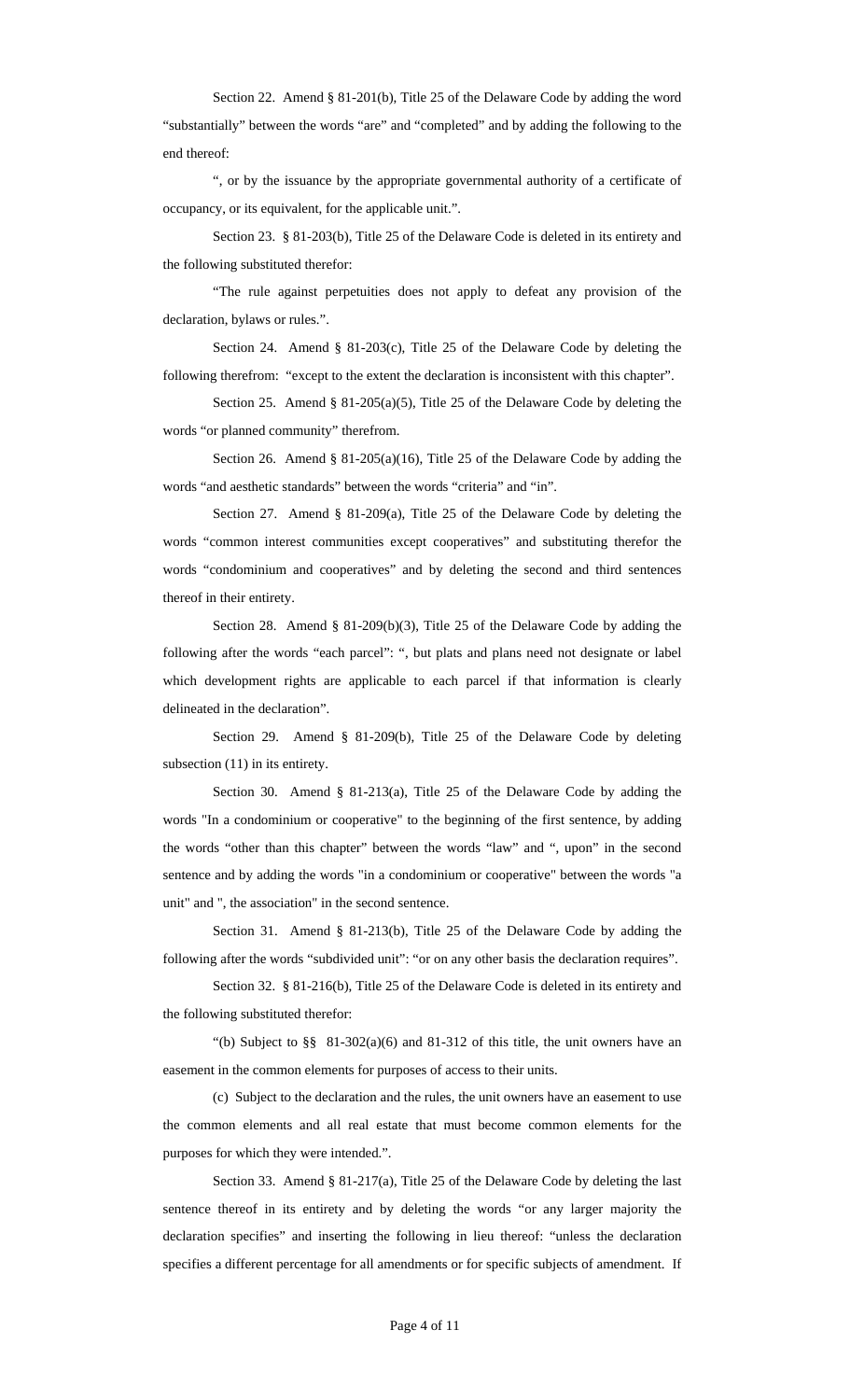Section 22. Amend § 81-201(b), Title 25 of the Delaware Code by adding the word "substantially" between the words "are" and "completed" and by adding the following to the end thereof:

", or by the issuance by the appropriate governmental authority of a certificate of occupancy, or its equivalent, for the applicable unit.".

Section 23. § 81-203(b), Title 25 of the Delaware Code is deleted in its entirety and the following substituted therefor:

"The rule against perpetuities does not apply to defeat any provision of the declaration, bylaws or rules.".

Section 24. Amend § 81-203(c), Title 25 of the Delaware Code by deleting the following therefrom: "except to the extent the declaration is inconsistent with this chapter".

Section 25. Amend § 81-205(a)(5), Title 25 of the Delaware Code by deleting the words "or planned community" therefrom.

Section 26. Amend § 81-205(a)(16), Title 25 of the Delaware Code by adding the words "and aesthetic standards" between the words "criteria" and "in".

Section 27. Amend § 81-209(a), Title 25 of the Delaware Code by deleting the words "common interest communities except cooperatives" and substituting therefor the words "condominium and cooperatives" and by deleting the second and third sentences thereof in their entirety.

Section 28. Amend § 81-209(b)(3), Title 25 of the Delaware Code by adding the following after the words "each parcel": ", but plats and plans need not designate or label which development rights are applicable to each parcel if that information is clearly delineated in the declaration".

Section 29. Amend § 81-209(b), Title 25 of the Delaware Code by deleting subsection (11) in its entirety.

Section 30. Amend § 81-213(a), Title 25 of the Delaware Code by adding the words "In a condominium or cooperative" to the beginning of the first sentence, by adding the words "other than this chapter" between the words "law" and ", upon" in the second sentence and by adding the words "in a condominium or cooperative" between the words "a unit" and ", the association" in the second sentence.

Section 31. Amend § 81-213(b), Title 25 of the Delaware Code by adding the following after the words "subdivided unit": "or on any other basis the declaration requires".

Section 32. § 81-216(b), Title 25 of the Delaware Code is deleted in its entirety and the following substituted therefor:

"(b) Subject to §§ 81-302(a)(6) and 81-312 of this title, the unit owners have an easement in the common elements for purposes of access to their units.

(c) Subject to the declaration and the rules, the unit owners have an easement to use the common elements and all real estate that must become common elements for the purposes for which they were intended.".

Section 33. Amend § 81-217(a), Title 25 of the Delaware Code by deleting the last sentence thereof in its entirety and by deleting the words "or any larger majority the declaration specifies" and inserting the following in lieu thereof: "unless the declaration specifies a different percentage for all amendments or for specific subjects of amendment. If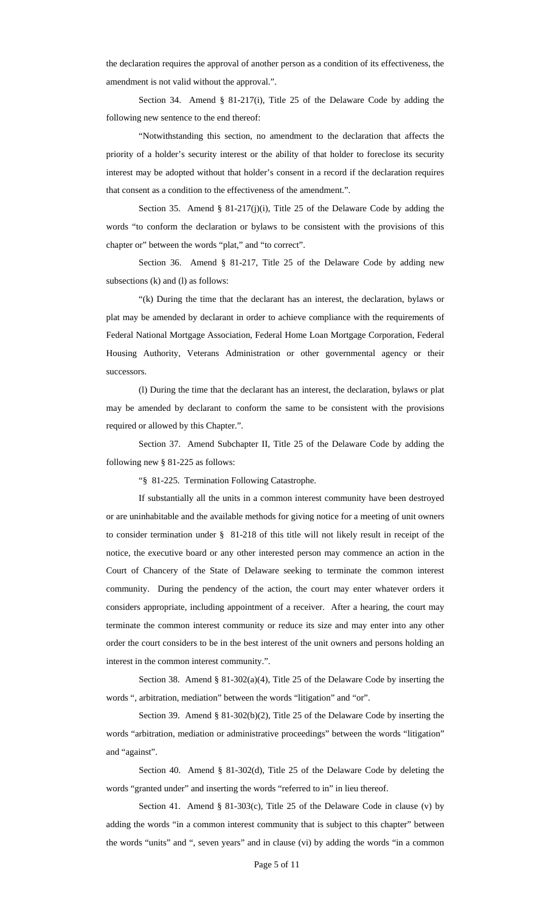the declaration requires the approval of another person as a condition of its effectiveness, the amendment is not valid without the approval.".

Section 34. Amend § 81-217(i), Title 25 of the Delaware Code by adding the following new sentence to the end thereof:

"Notwithstanding this section, no amendment to the declaration that affects the priority of a holder's security interest or the ability of that holder to foreclose its security interest may be adopted without that holder's consent in a record if the declaration requires that consent as a condition to the effectiveness of the amendment.".

Section 35. Amend § 81-217(j)(i), Title 25 of the Delaware Code by adding the words "to conform the declaration or bylaws to be consistent with the provisions of this chapter or" between the words "plat," and "to correct".

Section 36. Amend § 81-217, Title 25 of the Delaware Code by adding new subsections (k) and (l) as follows:

"(k) During the time that the declarant has an interest, the declaration, bylaws or plat may be amended by declarant in order to achieve compliance with the requirements of Federal National Mortgage Association, Federal Home Loan Mortgage Corporation, Federal Housing Authority, Veterans Administration or other governmental agency or their successors.

(l) During the time that the declarant has an interest, the declaration, bylaws or plat may be amended by declarant to conform the same to be consistent with the provisions required or allowed by this Chapter.".

Section 37. Amend Subchapter II, Title 25 of the Delaware Code by adding the following new § 81-225 as follows:

"§ 81-225. Termination Following Catastrophe.

If substantially all the units in a common interest community have been destroyed or are uninhabitable and the available methods for giving notice for a meeting of unit owners to consider termination under § 81-218 of this title will not likely result in receipt of the notice, the executive board or any other interested person may commence an action in the Court of Chancery of the State of Delaware seeking to terminate the common interest community. During the pendency of the action, the court may enter whatever orders it considers appropriate, including appointment of a receiver. After a hearing, the court may terminate the common interest community or reduce its size and may enter into any other order the court considers to be in the best interest of the unit owners and persons holding an interest in the common interest community.".

Section 38. Amend § 81-302(a)(4), Title 25 of the Delaware Code by inserting the words ", arbitration, mediation" between the words "litigation" and "or".

Section 39. Amend § 81-302(b)(2), Title 25 of the Delaware Code by inserting the words "arbitration, mediation or administrative proceedings" between the words "litigation" and "against".

Section 40. Amend § 81-302(d), Title 25 of the Delaware Code by deleting the words "granted under" and inserting the words "referred to in" in lieu thereof.

Section 41. Amend § 81-303(c), Title 25 of the Delaware Code in clause (v) by adding the words "in a common interest community that is subject to this chapter" between the words "units" and ", seven years" and in clause (vi) by adding the words "in a common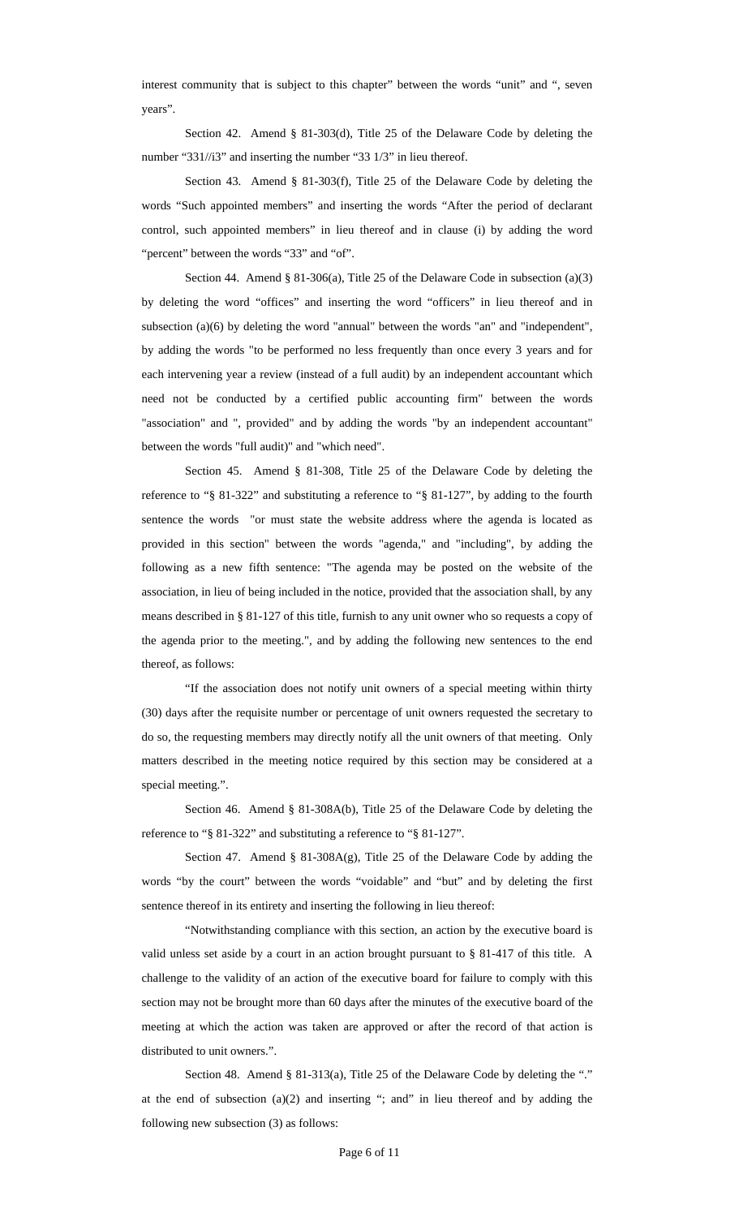interest community that is subject to this chapter" between the words "unit" and ", seven years".

Section 42. Amend § 81-303(d), Title 25 of the Delaware Code by deleting the number "331//i3" and inserting the number "33 1/3" in lieu thereof.

Section 43. Amend § 81-303(f), Title 25 of the Delaware Code by deleting the words "Such appointed members" and inserting the words "After the period of declarant control, such appointed members" in lieu thereof and in clause (i) by adding the word "percent" between the words "33" and "of".

Section 44. Amend § 81-306(a), Title 25 of the Delaware Code in subsection (a)(3) by deleting the word "offices" and inserting the word "officers" in lieu thereof and in subsection (a)(6) by deleting the word "annual" between the words "an" and "independent", by adding the words "to be performed no less frequently than once every 3 years and for each intervening year a review (instead of a full audit) by an independent accountant which need not be conducted by a certified public accounting firm" between the words "association" and ", provided" and by adding the words "by an independent accountant" between the words "full audit)" and "which need".

Section 45. Amend § 81-308, Title 25 of the Delaware Code by deleting the reference to "§ 81-322" and substituting a reference to "§ 81-127", by adding to the fourth sentence the words "or must state the website address where the agenda is located as provided in this section" between the words "agenda," and "including", by adding the following as a new fifth sentence: "The agenda may be posted on the website of the association, in lieu of being included in the notice, provided that the association shall, by any means described in § 81-127 of this title, furnish to any unit owner who so requests a copy of the agenda prior to the meeting.", and by adding the following new sentences to the end thereof, as follows:

"If the association does not notify unit owners of a special meeting within thirty (30) days after the requisite number or percentage of unit owners requested the secretary to do so, the requesting members may directly notify all the unit owners of that meeting. Only matters described in the meeting notice required by this section may be considered at a special meeting.".

Section 46. Amend § 81-308A(b), Title 25 of the Delaware Code by deleting the reference to "§ 81-322" and substituting a reference to "§ 81-127".

Section 47. Amend § 81-308A(g), Title 25 of the Delaware Code by adding the words "by the court" between the words "voidable" and "but" and by deleting the first sentence thereof in its entirety and inserting the following in lieu thereof:

"Notwithstanding compliance with this section, an action by the executive board is valid unless set aside by a court in an action brought pursuant to § 81-417 of this title. A challenge to the validity of an action of the executive board for failure to comply with this section may not be brought more than 60 days after the minutes of the executive board of the meeting at which the action was taken are approved or after the record of that action is distributed to unit owners.".

Section 48. Amend § 81-313(a), Title 25 of the Delaware Code by deleting the "." at the end of subsection (a)(2) and inserting "; and" in lieu thereof and by adding the following new subsection (3) as follows: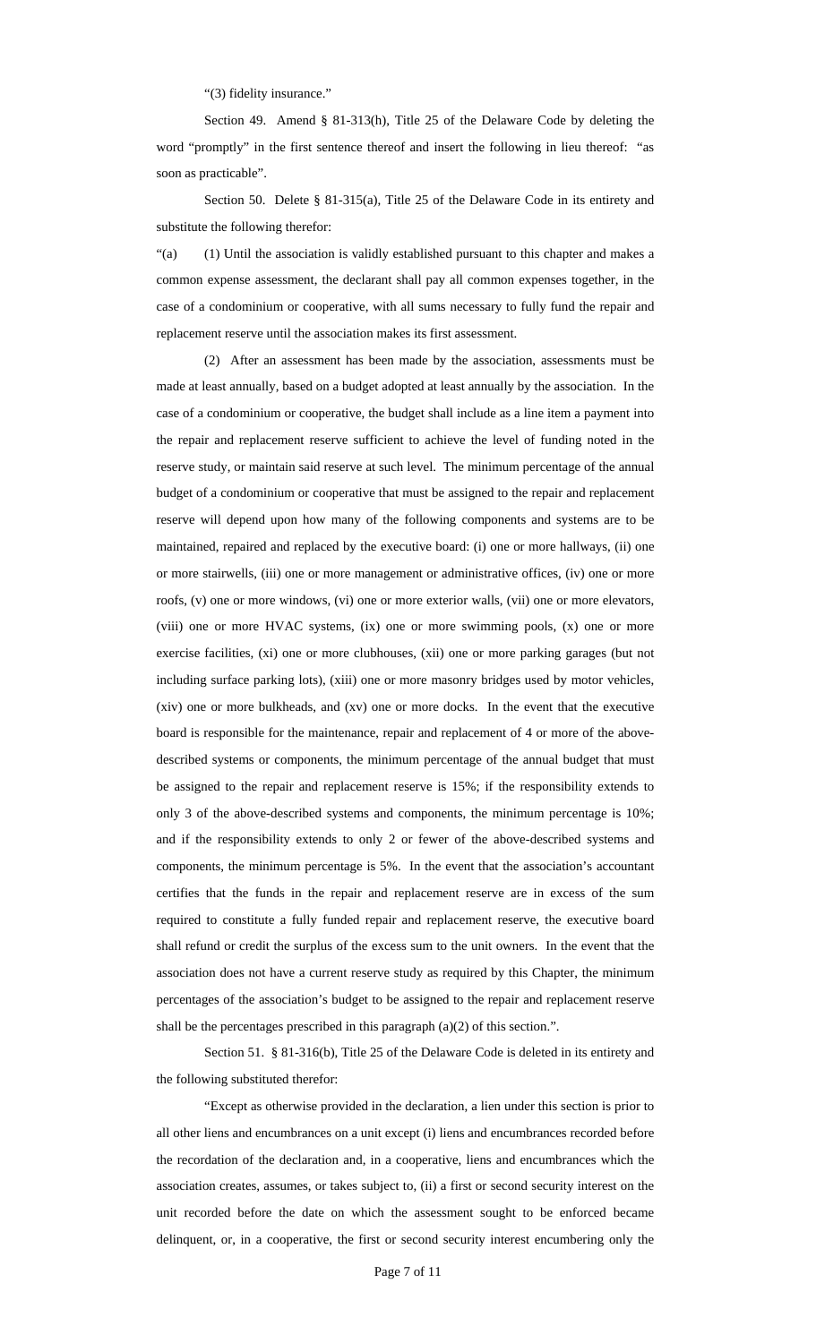"(3) fidelity insurance."

Section 49. Amend § 81-313(h), Title 25 of the Delaware Code by deleting the word "promptly" in the first sentence thereof and insert the following in lieu thereof: "as soon as practicable".

Section 50. Delete § 81-315(a), Title 25 of the Delaware Code in its entirety and substitute the following therefor:

"(a) (1) Until the association is validly established pursuant to this chapter and makes a common expense assessment, the declarant shall pay all common expenses together, in the case of a condominium or cooperative, with all sums necessary to fully fund the repair and replacement reserve until the association makes its first assessment.

(2) After an assessment has been made by the association, assessments must be made at least annually, based on a budget adopted at least annually by the association. In the case of a condominium or cooperative, the budget shall include as a line item a payment into the repair and replacement reserve sufficient to achieve the level of funding noted in the reserve study, or maintain said reserve at such level. The minimum percentage of the annual budget of a condominium or cooperative that must be assigned to the repair and replacement reserve will depend upon how many of the following components and systems are to be maintained, repaired and replaced by the executive board: (i) one or more hallways, (ii) one or more stairwells, (iii) one or more management or administrative offices, (iv) one or more roofs, (v) one or more windows, (vi) one or more exterior walls, (vii) one or more elevators, (viii) one or more HVAC systems, (ix) one or more swimming pools, (x) one or more exercise facilities, (xi) one or more clubhouses, (xii) one or more parking garages (but not including surface parking lots), (xiii) one or more masonry bridges used by motor vehicles, (xiv) one or more bulkheads, and (xv) one or more docks. In the event that the executive board is responsible for the maintenance, repair and replacement of 4 or more of the above-described systems or components, the minimum percentage of the annual budget that must be assigned to the repair and replacement reserve is 15%; if the responsibility extends to only 3 of the above-described systems and components, the minimum percentage is 10%; and if the responsibility extends to only 2 or fewer of the above-described systems and components, the minimum percentage is 5%. In the event that the association's accountant certifies that the funds in the repair and replacement reserve are in excess of the sum required to constitute a fully funded repair and replacement reserve, the executive board shall refund or credit the surplus of the excess sum to the unit owners. In the event that the association does not have a current reserve study as required by this Chapter, the minimum percentages of the association's budget to be assigned to the repair and replacement reserve shall be the percentages prescribed in this paragraph (a)(2) of this section.".

Section 51. § 81-316(b), Title 25 of the Delaware Code is deleted in its entirety and the following substituted therefor:

"Except as otherwise provided in the declaration, a lien under this section is prior to all other liens and encumbrances on a unit except (i) liens and encumbrances recorded before the recordation of the declaration and, in a cooperative, liens and encumbrances which the association creates, assumes, or takes subject to, (ii) a first or second security interest on the unit recorded before the date on which the assessment sought to be enforced became delinquent, or, in a cooperative, the first or second security interest encumbering only the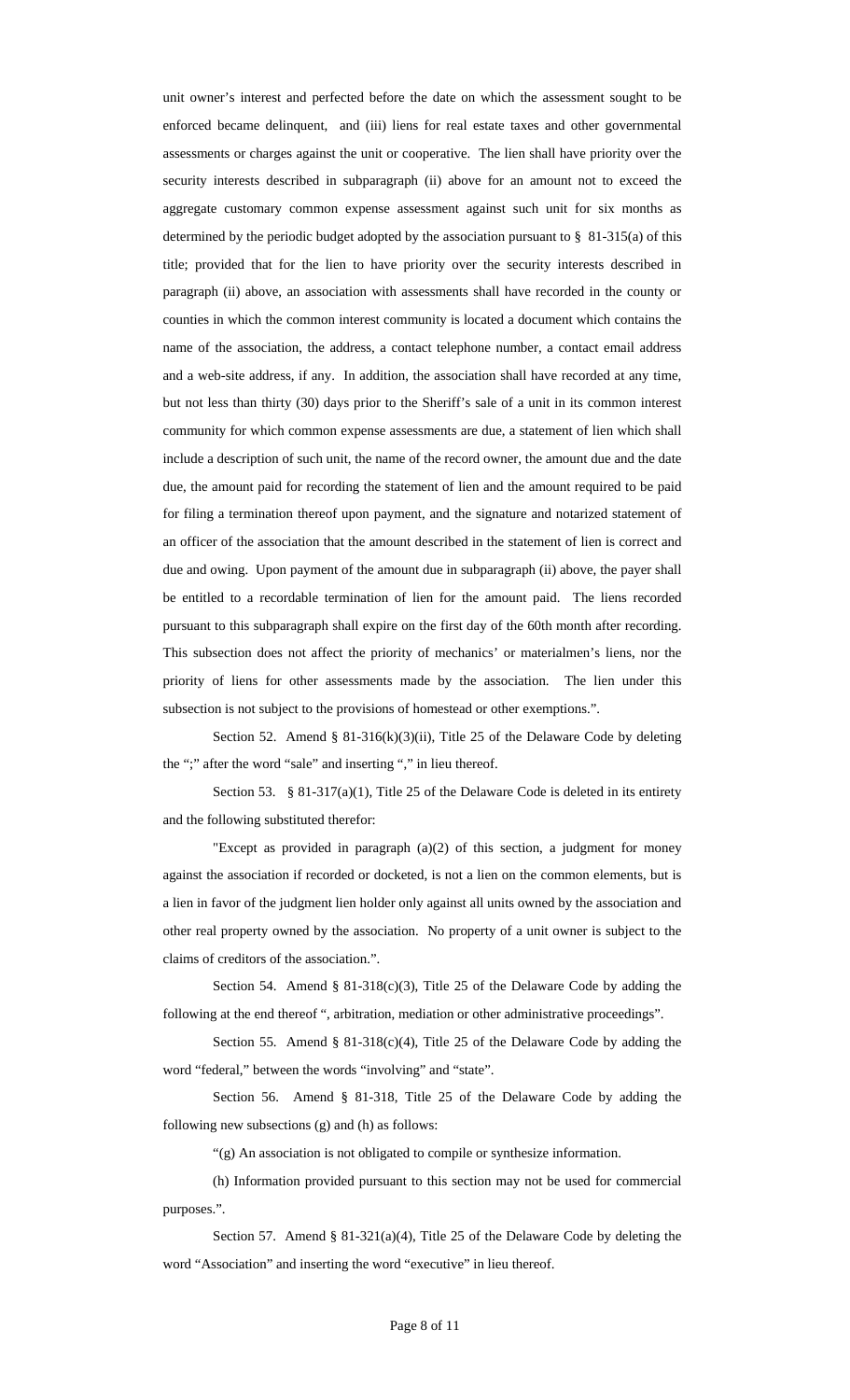unit owner's interest and perfected before the date on which the assessment sought to be enforced became delinquent, and (iii) liens for real estate taxes and other governmental assessments or charges against the unit or cooperative. The lien shall have priority over the security interests described in subparagraph (ii) above for an amount not to exceed the aggregate customary common expense assessment against such unit for six months as determined by the periodic budget adopted by the association pursuant to § 81-315(a) of this title; provided that for the lien to have priority over the security interests described in paragraph (ii) above, an association with assessments shall have recorded in the county or counties in which the common interest community is located a document which contains the name of the association, the address, a contact telephone number, a contact email address and a web-site address, if any. In addition, the association shall have recorded at any time, but not less than thirty (30) days prior to the Sheriff's sale of a unit in its common interest community for which common expense assessments are due, a statement of lien which shall include a description of such unit, the name of the record owner, the amount due and the date due, the amount paid for recording the statement of lien and the amount required to be paid for filing a termination thereof upon payment, and the signature and notarized statement of an officer of the association that the amount described in the statement of lien is correct and due and owing. Upon payment of the amount due in subparagraph (ii) above, the payer shall be entitled to a recordable termination of lien for the amount paid. The liens recorded pursuant to this subparagraph shall expire on the first day of the 60th month after recording. This subsection does not affect the priority of mechanics' or materialmen's liens, nor the priority of liens for other assessments made by the association. The lien under this subsection is not subject to the provisions of homestead or other exemptions.".

Section 52. Amend § 81-316(k)(3)(ii), Title 25 of the Delaware Code by deleting the ";" after the word "sale" and inserting "," in lieu thereof.

Section 53. § 81-317(a)(1), Title 25 of the Delaware Code is deleted in its entirety and the following substituted therefor:

"Except as provided in paragraph (a)(2) of this section, a judgment for money against the association if recorded or docketed, is not a lien on the common elements, but is a lien in favor of the judgment lien holder only against all units owned by the association and other real property owned by the association. No property of a unit owner is subject to the claims of creditors of the association.".

Section 54. Amend § 81-318(c)(3), Title 25 of the Delaware Code by adding the following at the end thereof ", arbitration, mediation or other administrative proceedings".

Section 55. Amend § 81-318(c)(4), Title 25 of the Delaware Code by adding the word "federal," between the words "involving" and "state".

Section 56. Amend § 81-318, Title 25 of the Delaware Code by adding the following new subsections (g) and (h) as follows:

"(g) An association is not obligated to compile or synthesize information.

(h) Information provided pursuant to this section may not be used for commercial purposes.".

Section 57. Amend § 81-321(a)(4), Title 25 of the Delaware Code by deleting the word "Association" and inserting the word "executive" in lieu thereof.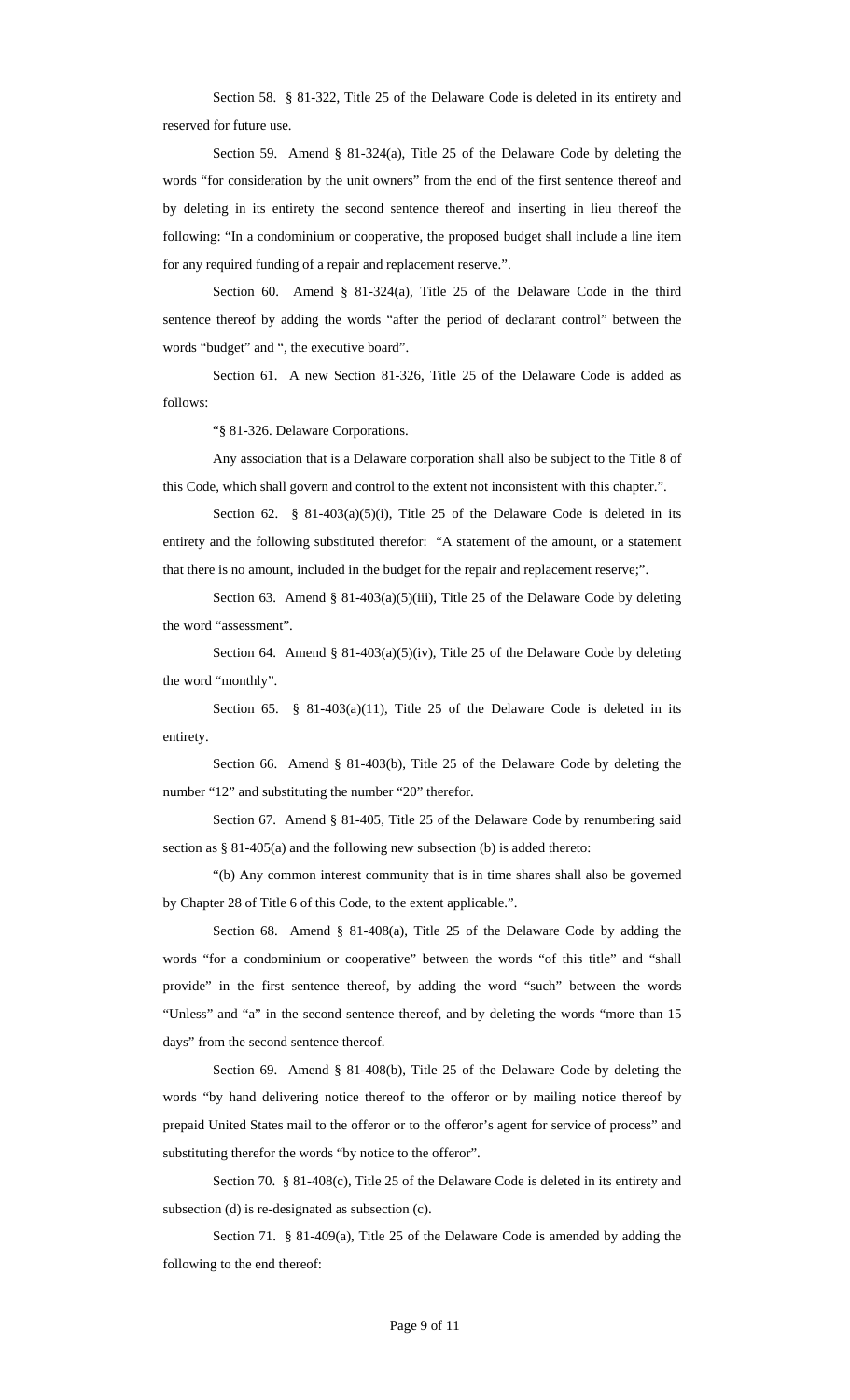Section 58. § 81-322, Title 25 of the Delaware Code is deleted in its entirety and reserved for future use.

Section 59. Amend § 81-324(a), Title 25 of the Delaware Code by deleting the words "for consideration by the unit owners" from the end of the first sentence thereof and by deleting in its entirety the second sentence thereof and inserting in lieu thereof the following: "In a condominium or cooperative, the proposed budget shall include a line item for any required funding of a repair and replacement reserve.".

Section 60. Amend § 81-324(a), Title 25 of the Delaware Code in the third sentence thereof by adding the words "after the period of declarant control" between the words "budget" and ", the executive board".

Section 61. A new Section 81-326, Title 25 of the Delaware Code is added as follows:

"§ 81-326. Delaware Corporations.

Any association that is a Delaware corporation shall also be subject to the Title 8 of this Code, which shall govern and control to the extent not inconsistent with this chapter.".

Section 62. § 81-403(a)(5)(i), Title 25 of the Delaware Code is deleted in its entirety and the following substituted therefor: "A statement of the amount, or a statement that there is no amount, included in the budget for the repair and replacement reserve;".

Section 63. Amend § 81-403(a)(5)(iii), Title 25 of the Delaware Code by deleting the word "assessment".

Section 64. Amend § 81-403(a)(5)(iv), Title 25 of the Delaware Code by deleting the word "monthly".

Section 65. § 81-403(a)(11), Title 25 of the Delaware Code is deleted in its entirety.

Section 66. Amend § 81-403(b), Title 25 of the Delaware Code by deleting the number "12" and substituting the number "20" therefor.

Section 67. Amend § 81-405, Title 25 of the Delaware Code by renumbering said section as § 81-405(a) and the following new subsection (b) is added thereto:

"(b) Any common interest community that is in time shares shall also be governed by Chapter 28 of Title 6 of this Code, to the extent applicable.".

Section 68. Amend § 81-408(a), Title 25 of the Delaware Code by adding the words "for a condominium or cooperative" between the words "of this title" and "shall provide" in the first sentence thereof, by adding the word "such" between the words "Unless" and "a" in the second sentence thereof, and by deleting the words "more than 15 days" from the second sentence thereof.

Section 69. Amend § 81-408(b), Title 25 of the Delaware Code by deleting the words "by hand delivering notice thereof to the offeror or by mailing notice thereof by prepaid United States mail to the offeror or to the offeror's agent for service of process" and substituting therefor the words "by notice to the offeror".

Section 70. § 81-408(c), Title 25 of the Delaware Code is deleted in its entirety and subsection (d) is re-designated as subsection (c).

Section 71. § 81-409(a), Title 25 of the Delaware Code is amended by adding the following to the end thereof: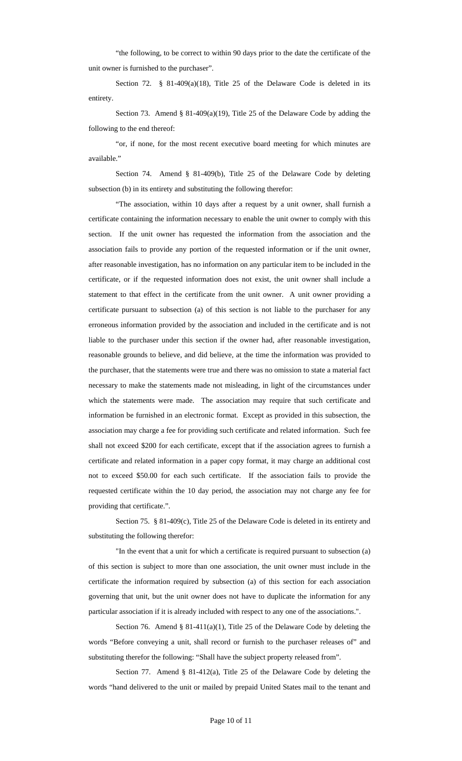"the following, to be correct to within 90 days prior to the date the certificate of the unit owner is furnished to the purchaser".

Section 72. § 81-409(a)(18), Title 25 of the Delaware Code is deleted in its entirety.

Section 73. Amend § 81-409(a)(19), Title 25 of the Delaware Code by adding the following to the end thereof:

"or, if none, for the most recent executive board meeting for which minutes are available."

Section 74. Amend § 81-409(b), Title 25 of the Delaware Code by deleting subsection (b) in its entirety and substituting the following therefor:

"The association, within 10 days after a request by a unit owner, shall furnish a certificate containing the information necessary to enable the unit owner to comply with this section. If the unit owner has requested the information from the association and the association fails to provide any portion of the requested information or if the unit owner, after reasonable investigation, has no information on any particular item to be included in the certificate, or if the requested information does not exist, the unit owner shall include a statement to that effect in the certificate from the unit owner. A unit owner providing a certificate pursuant to subsection (a) of this section is not liable to the purchaser for any erroneous information provided by the association and included in the certificate and is not liable to the purchaser under this section if the owner had, after reasonable investigation, reasonable grounds to believe, and did believe, at the time the information was provided to the purchaser, that the statements were true and there was no omission to state a material fact necessary to make the statements made not misleading, in light of the circumstances under which the statements were made. The association may require that such certificate and information be furnished in an electronic format. Except as provided in this subsection, the association may charge a fee for providing such certificate and related information. Such fee shall not exceed $200 for each certificate, except that if the association agrees to furnish a certificate and related information in a paper copy format, it may charge an additional cost not to exceed $50.00 for each such certificate. If the association fails to provide the requested certificate within the 10 day period, the association may not charge any fee for providing that certificate.".

Section 75. § 81-409(c), Title 25 of the Delaware Code is deleted in its entirety and substituting the following therefor:

"In the event that a unit for which a certificate is required pursuant to subsection (a) of this section is subject to more than one association, the unit owner must include in the certificate the information required by subsection (a) of this section for each association governing that unit, but the unit owner does not have to duplicate the information for any particular association if it is already included with respect to any one of the associations.".

Section 76. Amend § 81-411(a)(1), Title 25 of the Delaware Code by deleting the words "Before conveying a unit, shall record or furnish to the purchaser releases of" and substituting therefor the following: "Shall have the subject property released from".

Section 77. Amend § 81-412(a), Title 25 of the Delaware Code by deleting the words "hand delivered to the unit or mailed by prepaid United States mail to the tenant and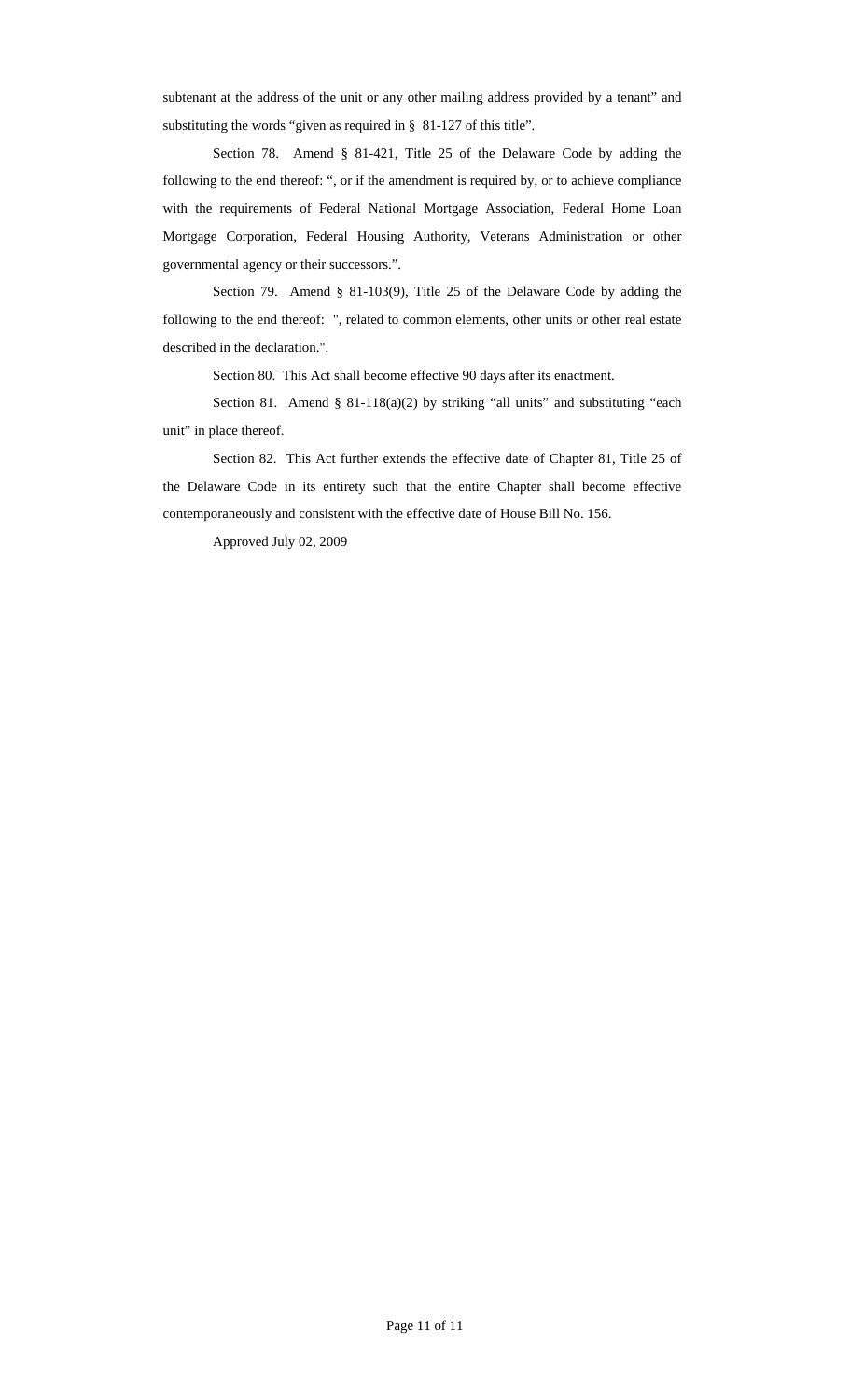subtenant at the address of the unit or any other mailing address provided by a tenant" and substituting the words "given as required in § 81-127 of this title".

Section 78. Amend § 81-421, Title 25 of the Delaware Code by adding the following to the end thereof: ", or if the amendment is required by, or to achieve compliance with the requirements of Federal National Mortgage Association, Federal Home Loan Mortgage Corporation, Federal Housing Authority, Veterans Administration or other governmental agency or their successors.".

Section 79. Amend § 81-103(9), Title 25 of the Delaware Code by adding the following to the end thereof: ", related to common elements, other units or other real estate described in the declaration.".

Section 80. This Act shall become effective 90 days after its enactment.

Section 81. Amend § 81-118(a)(2) by striking "all units" and substituting "each unit" in place thereof.

Section 82. This Act further extends the effective date of Chapter 81, Title 25 of the Delaware Code in its entirety such that the entire Chapter shall become effective contemporaneously and consistent with the effective date of House Bill No. 156.

Approved July 02, 2009